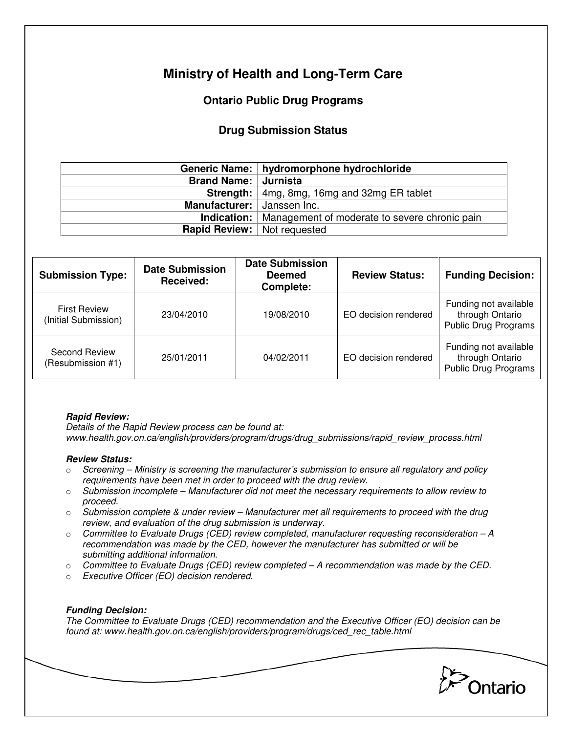# Ministry of Health and Long-Term Care

## Ontario Public Drug Programs

### Drug Submission Status

| | |
|---|---|
| **Generic Name:** | **hydromorphone hydrochloride** |
| **Brand Name:** | **Jurnista** |
| **Strength:** | 4mg, 8mg, 16mg and 32mg ER tablet |
| **Manufacturer:** | Janssen Inc. |
| **Indication:** | Management of moderate to severe chronic pain |
| **Rapid Review:** | Not requested |

| Submission Type: | Date Submission Received: | Date Submission Deemed Complete: | Review Status: | Funding Decision: |
|---|---|---|---|---|
| First Review (Initial Submission) | 23/04/2010 | 19/08/2010 | EO decision rendered | Funding not available through Ontario Public Drug Programs |
| Second Review (Resubmission #1) | 25/01/2011 | 04/02/2011 | EO decision rendered | Funding not available through Ontario Public Drug Programs |

***Rapid Review:***
*Details of the Rapid Review process can be found at: www.health.gov.on.ca/english/providers/program/drugs/drug_submissions/rapid_review_process.html*

***Review Status:***

- *Screening – Ministry is screening the manufacturer's submission to ensure all regulatory and policy requirements have been met in order to proceed with the drug review.*
- *Submission incomplete – Manufacturer did not meet the necessary requirements to allow review to proceed.*
- *Submission complete & under review – Manufacturer met all requirements to proceed with the drug review, and evaluation of the drug submission is underway.*
- *Committee to Evaluate Drugs (CED) review completed, manufacturer requesting reconsideration – A recommendation was made by the CED, however the manufacturer has submitted or will be submitting additional information.*
- *Committee to Evaluate Drugs (CED) review completed – A recommendation was made by the CED.*
- *Executive Officer (EO) decision rendered.*

***Funding Decision:***
*The Committee to Evaluate Drugs (CED) recommendation and the Executive Officer (EO) decision can be found at: www.health.gov.on.ca/english/providers/program/drugs/ced_rec_table.html*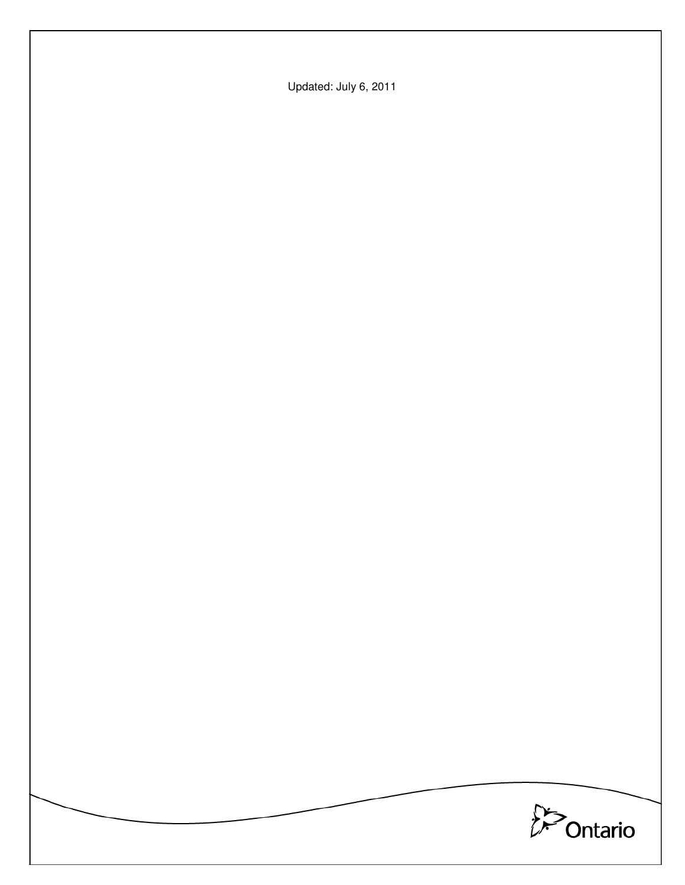Updated: July 6, 2011

Ontario